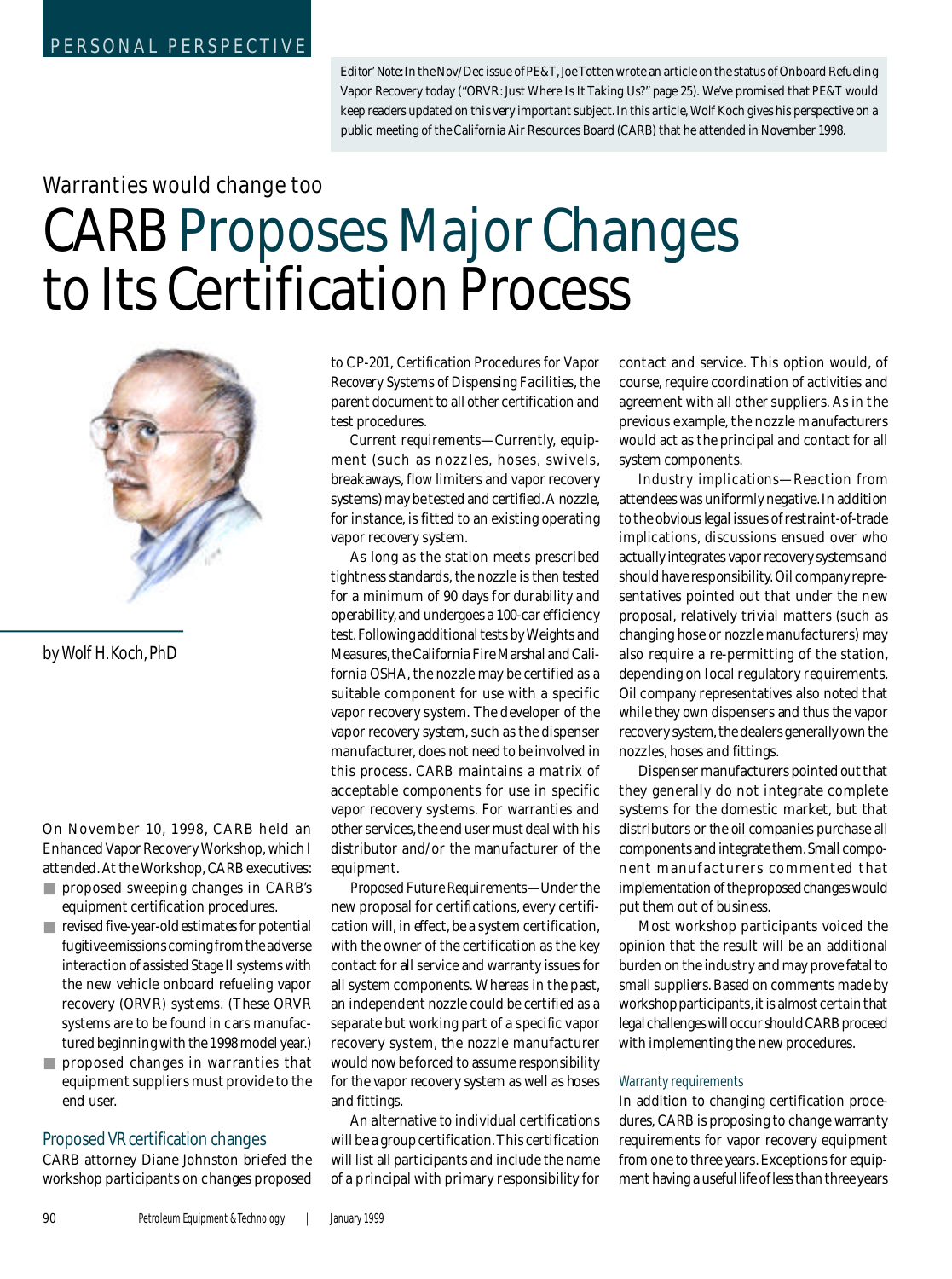PERSONAL PERSPECTIVE

*Editor' Note: In the Nov/Dec issue of PE&T, Joe Totten wrote an article on the status of Onboard Refueling Vapor Recovery today ("ORVR: Just Where Is It Taking Us?" page 25). We've promised that PE&T would keep readers updated on this very important subject. In this article, Wolf Koch gives his perspective on a public meeting of the California Air Resources Board (CARB) that he attended in November 1998.*

## Warranties would change too

# CARB Proposes Major Changes to Its Certification Process

by Wolf H. Koch, PhD

On November 10, 1998, CARB held an Enhanced Vapor Recovery Workshop, which I attended. At the Workshop, CARB executives:

- proposed sweeping changes in CARB's equipment certification procedures.
- revised five-year-old estimates for potential fugitive emissions coming from the adverse interaction of assisted Stage II systems with the new vehicle onboard refueling vapor recovery (ORVR) systems. (These ORVR systems are to be found in cars manufactured beginning with the 1998 model year.)
- proposed changes in warranties that equipment suppliers must provide to the end user.

### Proposed VR certification changes

CARB attorney Diane Johnston briefed the workshop participants on changes proposed to CP-201, *Certification Procedures for Vapor Recovery Systems of Dispensing Facilities*, the parent document to all other certification and test procedures.

*Current requirements*—Currently, equipment (such as nozzles, hoses, swivels, breakaways, flow limiters and vapor recovery systems) may be tested and certified. A nozzle, for instance, is fitted to an existing operating vapor recovery system.

As long as the station meets prescribed tightness standards, the nozzle is then tested for a minimum of 90 days for durability and operability, and undergoes a 100-car efficiency test. Following additional tests by Weights and Measures, the California Fire Marshal and California OSHA, the nozzle may be certified as a suitable component for use with a specific vapor recovery system. The developer of the vapor recovery system, such as the dispenser manufacturer, does not need to be involved in this process. CARB maintains a matrix of acceptable components for use in specific vapor recovery systems. For warranties and other services, the end user must deal with his distributor and/or the manufacturer of the equipment.

*Proposed Future Requirements*—Under the new proposal for certifications, every certification will, in effect, be a system certification, with the owner of the certification as the key contact for all service and warranty issues for all system components. Whereas in the past, an independent nozzle could be certified as a separate but working part of a specific vapor recovery system, the nozzle manufacturer would now be forced to assume responsibility for the vapor recovery system as well as hoses and fittings.

An alternative to individual certifications will be a group certification. This certification will list all participants and include the name of a principal with primary responsibility for contact and service. This option would, of course, require coordination of activities and agreement with all other suppliers. As in the previous example, the nozzle manufacturers would act as the principal and contact for all system components.

*Industry implications*—Reaction from attendees was uniformly negative. In addition to the obvious legal issues of restraint-of-trade implications, discussions ensued over who actually integrates vapor recovery systems and should have responsibility. Oil company representatives pointed out that under the new proposal, relatively trivial matters (such as changing hose or nozzle manufacturers) may also require a re-permitting of the station, depending on local regulatory requirements. Oil company representatives also noted that while they own dispensers and thus the vapor recovery system, the dealers generally own the nozzles, hoses and fittings.

Dispenser manufacturers pointed out that they generally do not integrate complete systems for the domestic market, but that distributors or the oil companies purchase all components and integrate them. Small component manufacturers commented that implementation of the proposed changes would put them out of business.

Most workshop participants voiced the opinion that the result will be an additional burden on the industry and may prove fatal to small suppliers. Based on comments made by workshop participants, it is almost certain that legal challenges will occur should CARB proceed with implementing the new procedures.

#### Warranty requirements

In addition to changing certification procedures, CARB is proposing to change warranty requirements for vapor recovery equipment from one to three years. Exceptions for equipment having a useful life of less than three years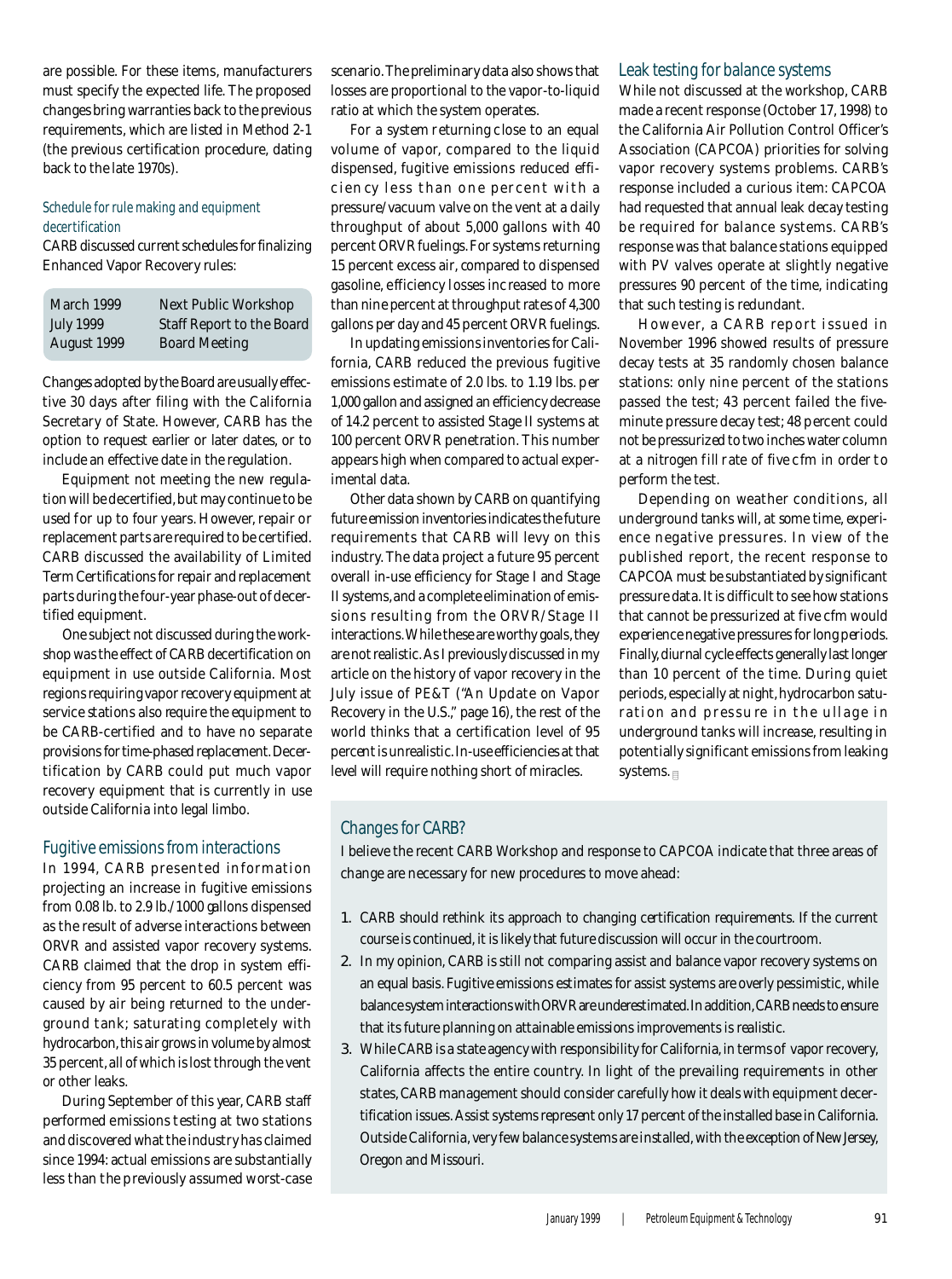are possible. For these items, manufacturers must specify the expected life. The proposed changes bring warranties back to the previous requirements, which are listed in Method 2-1 (the previous certification procedure, dating back to the late 1970s).

#### Schedule for rule making and equipment decertification

CARB discussed current schedules for finalizing Enhanced Vapor Recovery rules:

| | |
|---|---|
| March 1999 | Next Public Workshop |
| July 1999 | Staff Report to the Board |
| August 1999 | Board Meeting |

Changes adopted by the Board are usually effective 30 days after filing with the California Secretary of State. However, CARB has the option to request earlier or later dates, or to include an effective date in the regulation.

Equipment not meeting the new regulation will be decertified, but may continue to be used for up to four years. However, repair or replacement parts are required to be certified. CARB discussed the availability of Limited Term Certifications for repair and replacement parts during the four-year phase-out of decertified equipment.

One subject not discussed during the workshop was the effect of CARB decertification on equipment in use outside California. Most regions requiring vapor recovery equipment at service stations also require the equipment to be CARB-certified and to have no separate provisions for time-phased replacement. Decertification by CARB could put much vapor recovery equipment that is currently in use outside California into legal limbo.

### Fugitive emissions from interactions

In 1994, CARB presented information projecting an increase in fugitive emissions from 0.08 lb. to 2.9 lb./1000 gallons dispensed as the result of adverse interactions between ORVR and assisted vapor recovery systems. CARB claimed that the drop in system efficiency from 95 percent to 60.5 percent was caused by air being returned to the underground tank; saturating completely with hydrocarbon, this air grows in volume by almost 35 percent, all of which is lost through the vent or other leaks.

During September of this year, CARB staff performed emissions testing at two stations and discovered what the industry has claimed since 1994: actual emissions are substantially less than the previously assumed worst-case scenario. The preliminary data also shows that losses are proportional to the vapor-to-liquid ratio at which the system operates.

For a system returning close to an equal volume of vapor, compared to the liquid dispensed, fugitive emissions reduced efficiency less than one percent with a pressure/vacuum valve on the vent at a daily throughput of about 5,000 gallons with 40 percent ORVR fuelings. For systems returning 15 percent excess air, compared to dispensed gasoline, efficiency losses increased to more than nine percent at throughput rates of 4,300 gallons per day and 45 percent ORVR fuelings.

In updating emissions inventories for California, CARB reduced the previous fugitive emissions estimate of 2.0 lbs. to 1.19 lbs. per 1,000 gallon and assigned an efficiency decrease of 14.2 percent to assisted Stage II systems at 100 percent ORVR penetration. This number appears high when compared to actual experimental data.

Other data shown by CARB on quantifying future emission inventories indicates the future requirements that CARB will levy on this industry. The data project a future 95 percent overall in-use efficiency for Stage I and Stage II systems, and a complete elimination of emissions resulting from the ORVR/Stage II interactions. While these are worthy goals, they are not realistic. As I previously discussed in my article on the history of vapor recovery in the July issue of PE&T ("An Update on Vapor Recovery in the U.S.," page 16), the rest of the world thinks that a certification level of 95 percent is unrealistic. In-use efficiencies at that level will require nothing short of miracles.

### Leak testing for balance systems

While not discussed at the workshop, CARB made a recent response (October 17, 1998) to the California Air Pollution Control Officer's Association (CAPCOA) priorities for solving vapor recovery systems problems. CARB's response included a curious item: CAPCOA had requested that annual leak decay testing be required for balance systems. CARB's response was that balance stations equipped with PV valves operate at slightly negative pressures 90 percent of the time, indicating that such testing is redundant.

However, a CARB report issued in November 1996 showed results of pressure decay tests at 35 randomly chosen balance stations: only nine percent of the stations passed the test; 43 percent failed the five-minute pressure decay test; 48 percent could not be pressurized to two inches water column at a nitrogen fill rate of five cfm in order to perform the test.

Depending on weather conditions, all underground tanks will, at some time, experience negative pressures. In view of the published report, the recent response to CAPCOA must be substantiated by significant pressure data. It is difficult to see how stations that cannot be pressurized at five cfm would experience negative pressures for long periods. Finally, diurnal cycle effects generally last longer than 10 percent of the time. During quiet periods, especially at night, hydrocarbon saturation and pressure in the ullage in underground tanks will increase, resulting in potentially significant emissions from leaking systems.

### Changes for CARB?

I believe the recent CARB Workshop and response to CAPCOA indicate that three areas of change are necessary for new procedures to move ahead:

1. CARB should rethink its approach to changing certification requirements. If the current course is continued, it is likely that future discussion will occur in the courtroom.
2. In my opinion, CARB is still not comparing assist and balance vapor recovery systems on an equal basis. Fugitive emissions estimates for assist systems are overly pessimistic, while balance system interactions with ORVR are underestimated. In addition, CARB needs to ensure that its future planning on attainable emissions improvements is realistic.
3. While CARB is a state agency with responsibility for California, in terms of vapor recovery, California affects the entire country. In light of the prevailing requirements in other states, CARB management should consider carefully how it deals with equipment decertification issues. Assist systems represent only 17 percent of the installed base in California. Outside California, very few balance systems are installed, with the exception of New Jersey, Oregon and Missouri.